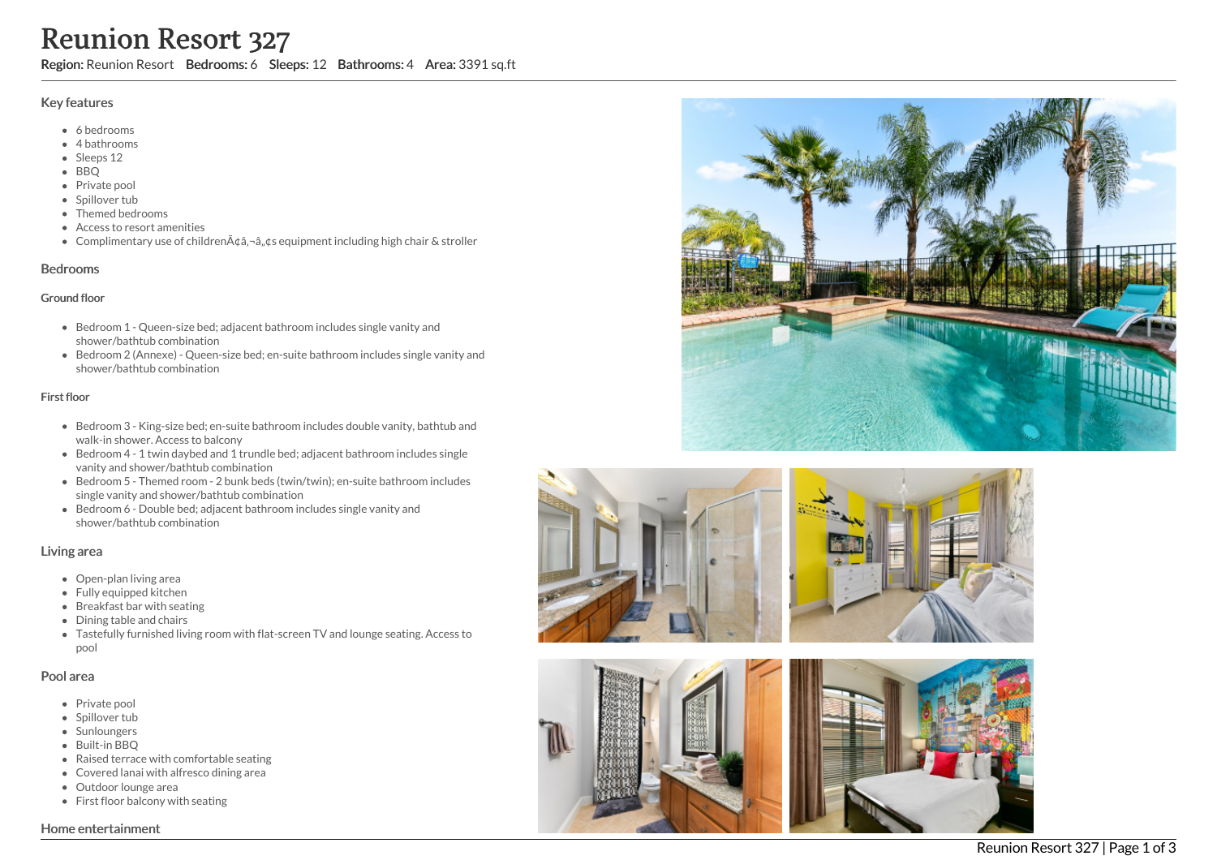# Reunion Resort 327

**Region:** Reunion Resort **Bedrooms:** 6 **Sleeps:** 12 **Bathrooms:** 4 **Area:** 3391 sq.ft

## Key features

- 6 bedrooms
- 4 bathrooms
- Sleeps 12
- BBQ
- Private pool
- Spillover tub
- Themed bedrooms
- Access to resort amenities
- Complimentary use of childrenÃ¢â‚¬â„¢s equipment including high chair & stroller

## Bedrooms

### Ground floor

- Bedroom 1 - Queen-size bed; adjacent bathroom includes single vanity and shower/bathtub combination
- Bedroom 2 (Annexe) - Queen-size bed; en-suite bathroom includes single vanity and shower/bathtub combination

### First floor

- Bedroom 3 - King-size bed; en-suite bathroom includes double vanity, bathtub and walk-in shower. Access to balcony
- Bedroom 4 - 1 twin daybed and 1 trundle bed; adjacent bathroom includes single vanity and shower/bathtub combination
- Bedroom 5 - Themed room - 2 bunk beds (twin/twin); en-suite bathroom includes single vanity and shower/bathtub combination
- Bedroom 6 - Double bed; adjacent bathroom includes single vanity and shower/bathtub combination

## Living area

- Open-plan living area
- Fully equipped kitchen
- Breakfast bar with seating
- Dining table and chairs
- Tastefully furnished living room with flat-screen TV and lounge seating. Access to pool

## Pool area

- Private pool
- Spillover tub
- Sunloungers
- Built-in BBQ
- Raised terrace with comfortable seating
- Covered lanai with alfresco dining area
- Outdoor lounge area
- First floor balcony with seating

## Home entertainment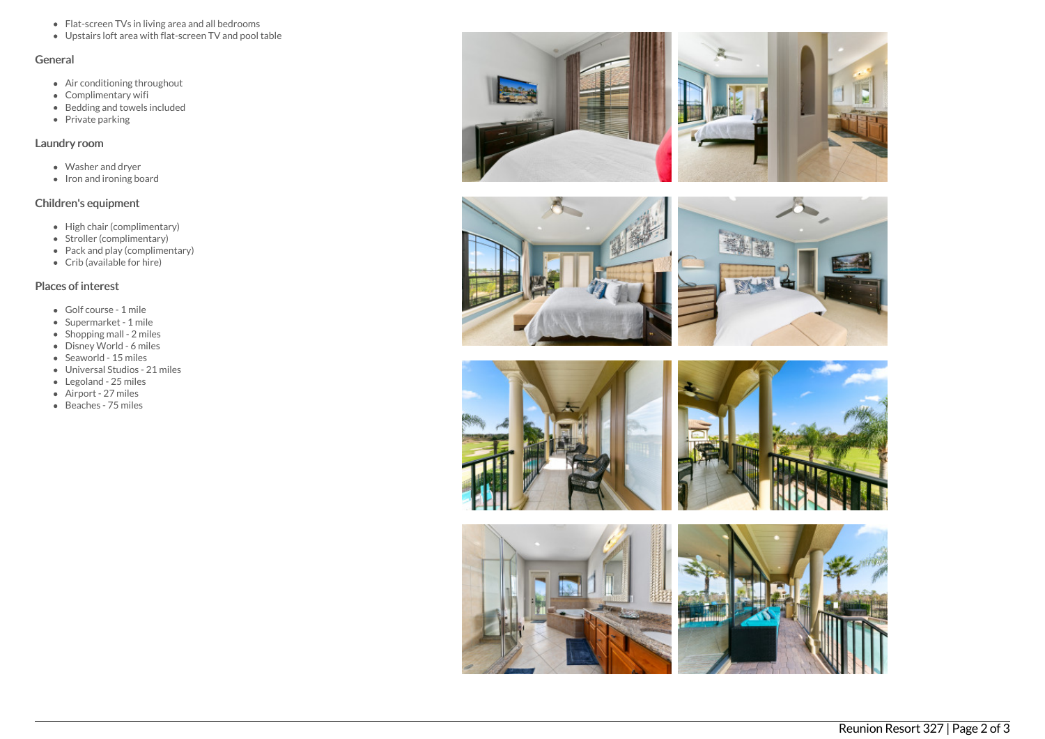- Flat-screen TVs in living area and all bedrooms
- Upstairs loft area with flat-screen TV and pool table

## General

- Air conditioning throughout
- Complimentary wifi
- Bedding and towels included
- Private parking

## Laundry room

- Washer and dryer
- Iron and ironing board

## Children's equipment

- High chair (complimentary)
- Stroller (complimentary)
- Pack and play (complimentary)
- Crib (available for hire)

## Places of interest

- Golf course - 1 mile
- Supermarket - 1 mile
- Shopping mall - 2 miles
- Disney World - 6 miles
- Seaworld - 15 miles
- Universal Studios - 21 miles
- Legoland - 25 miles
- Airport - 27 miles
- Beaches - 75 miles